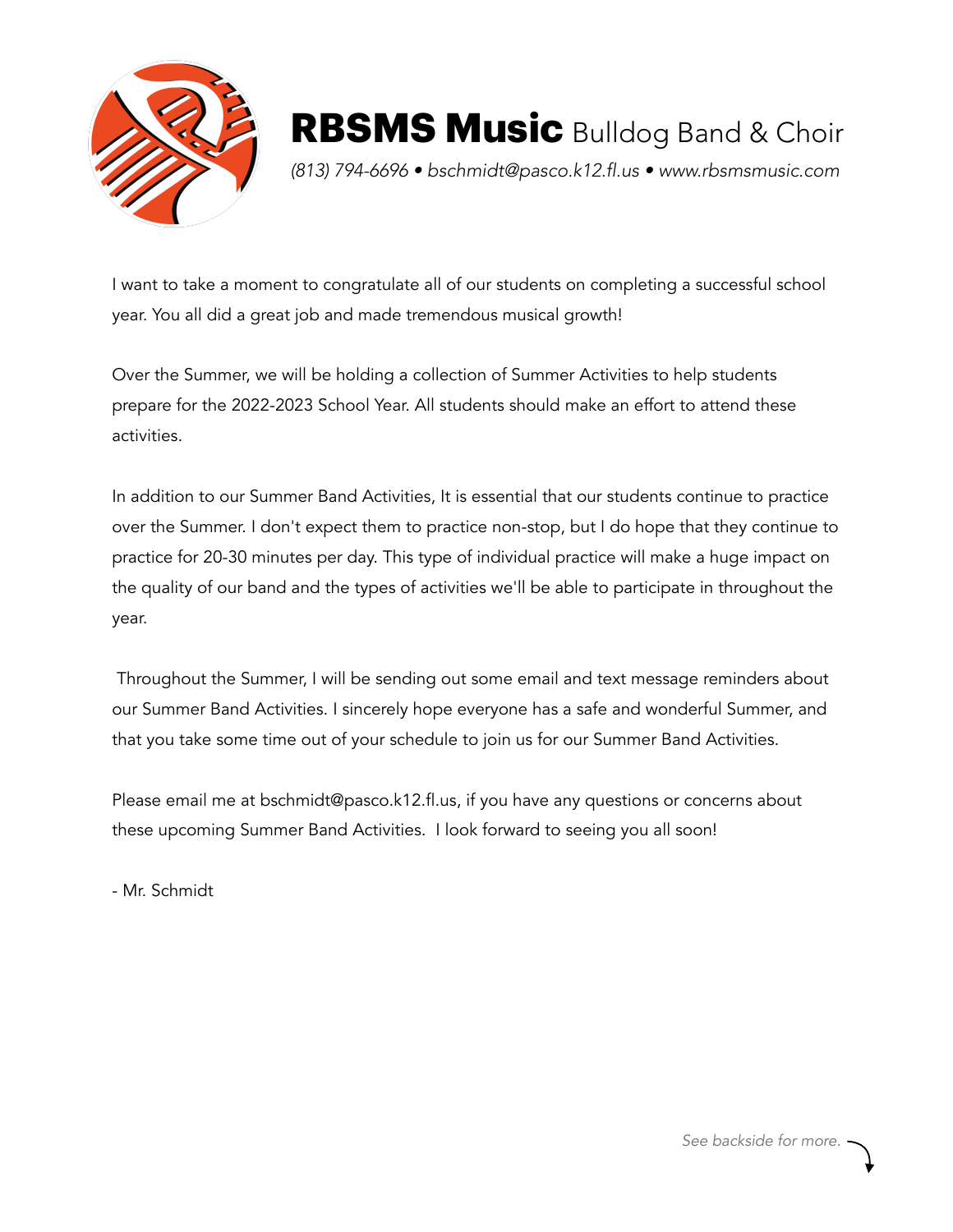# **RBSMS Music** Bulldog Band & Choir

*(813) 794-6696 • bschmidt@pasco.k12.fl.us • www.rbsmsmusic.com*

I want to take a moment to congratulate all of our students on completing a successful school year. You all did a great job and made tremendous musical growth!

Over the Summer, we will be holding a collection of Summer Activities to help students prepare for the 2022-2023 School Year. All students should make an effort to attend these activities.

In addition to our Summer Band Activities, It is essential that our students continue to practice over the Summer. I don't expect them to practice non-stop, but I do hope that they continue to practice for 20-30 minutes per day. This type of individual practice will make a huge impact on the quality of our band and the types of activities we'll be able to participate in throughout the year.

Throughout the Summer, I will be sending out some email and text message reminders about our Summer Band Activities. I sincerely hope everyone has a safe and wonderful Summer, and that you take some time out of your schedule to join us for our Summer Band Activities.

Please email me at bschmidt@pasco.k12.fl.us, if you have any questions or concerns about these upcoming Summer Band Activities. I look forward to seeing you all soon!

- Mr. Schmidt

*See backside for more.*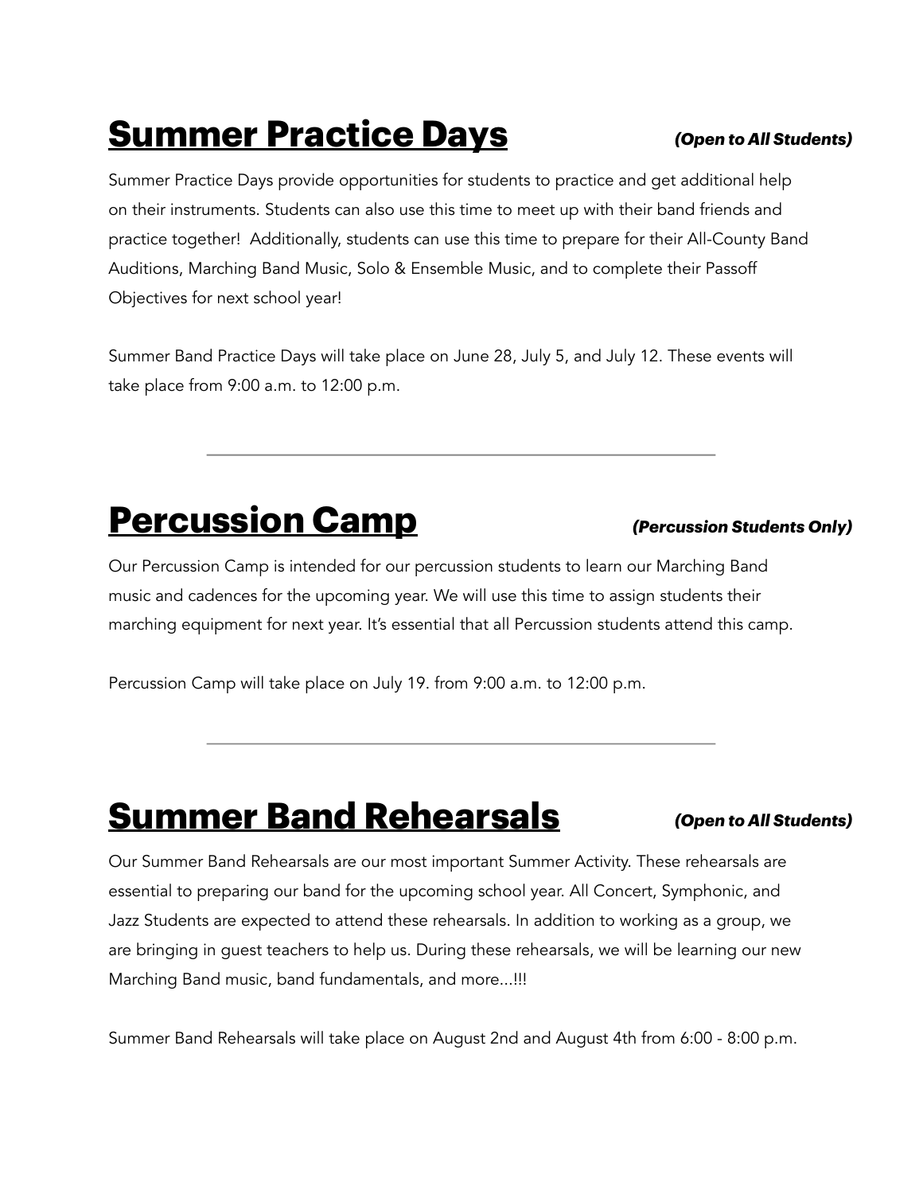## Summer Practice Days *(Open to All Students)*

Summer Practice Days provide opportunities for students to practice and get additional help on their instruments. Students can also use this time to meet up with their band friends and practice together! Additionally, students can use this time to prepare for their All-County Band Auditions, Marching Band Music, Solo & Ensemble Music, and to complete their Passoff Objectives for next school year!

Summer Band Practice Days will take place on June 28, July 5, and July 12. These events will take place from 9:00 a.m. to 12:00 p.m.

---

## Percussion Camp *(Percussion Students Only)*

Our Percussion Camp is intended for our percussion students to learn our Marching Band music and cadences for the upcoming year. We will use this time to assign students their marching equipment for next year. It's essential that all Percussion students attend this camp.

Percussion Camp will take place on July 19. from 9:00 a.m. to 12:00 p.m.

---

## Summer Band Rehearsals *(Open to All Students)*

Our Summer Band Rehearsals are our most important Summer Activity. These rehearsals are essential to preparing our band for the upcoming school year. All Concert, Symphonic, and Jazz Students are expected to attend these rehearsals. In addition to working as a group, we are bringing in guest teachers to help us. During these rehearsals, we will be learning our new Marching Band music, band fundamentals, and more...!!!

Summer Band Rehearsals will take place on August 2nd and August 4th from 6:00 - 8:00 p.m.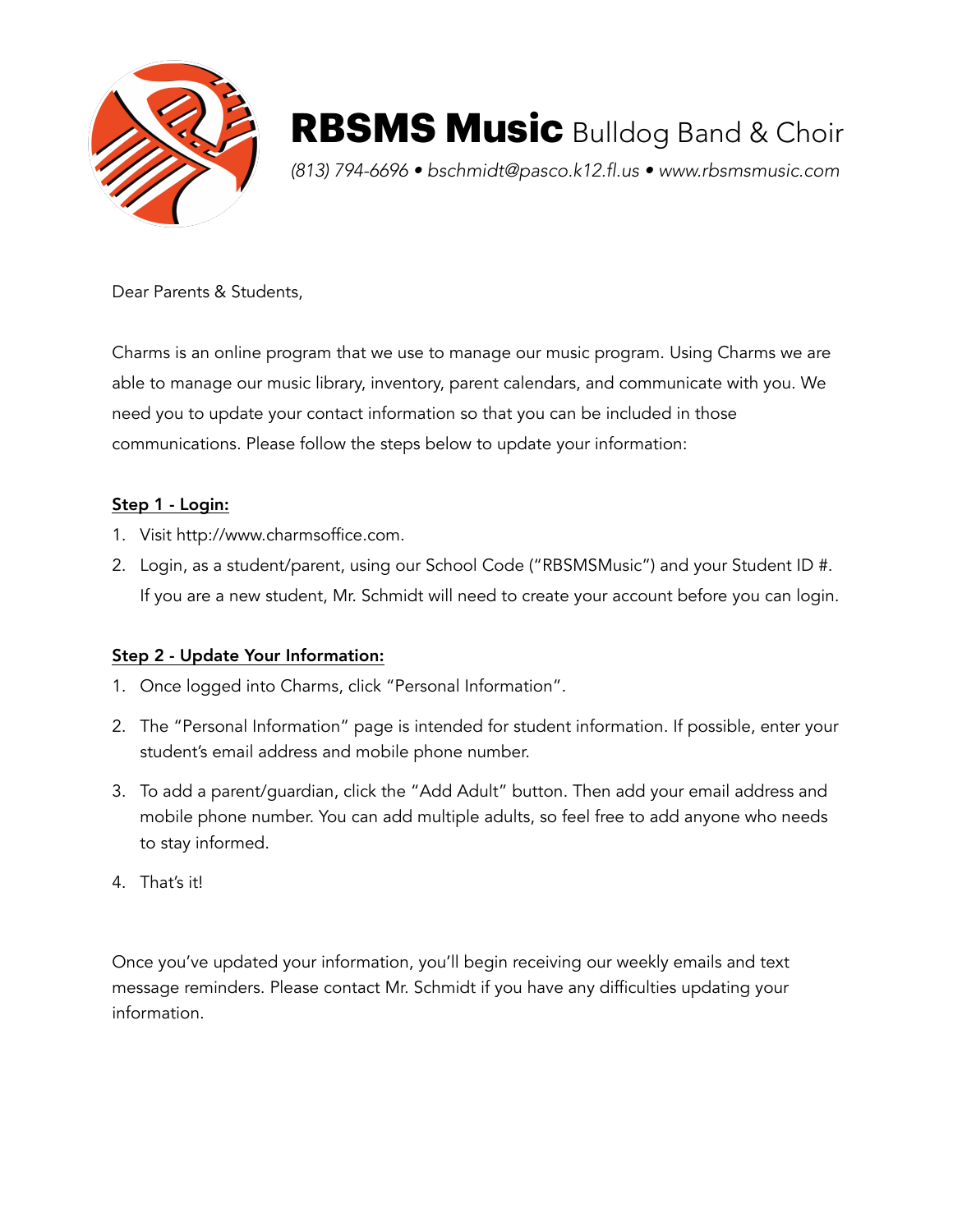# **RBSMS Music** Bulldog Band & Choir

*(813) 794-6696 • bschmidt@pasco.k12.fl.us • www.rbsmsmusic.com*

Dear Parents & Students,

Charms is an online program that we use to manage our music program. Using Charms we are able to manage our music library, inventory, parent calendars, and communicate with you. We need you to update your contact information so that you can be included in those communications. Please follow the steps below to update your information:

**Step 1 - Login:**

1. Visit http://www.charmsoffice.com.
2. Login, as a student/parent, using our School Code ("RBSMSMusic") and your Student ID #. If you are a new student, Mr. Schmidt will need to create your account before you can login.

**Step 2 - Update Your Information:**

1. Once logged into Charms, click "Personal Information".
2. The "Personal Information" page is intended for student information. If possible, enter your student's email address and mobile phone number.
3. To add a parent/guardian, click the "Add Adult" button. Then add your email address and mobile phone number. You can add multiple adults, so feel free to add anyone who needs to stay informed.
4. That's it!

Once you've updated your information, you'll begin receiving our weekly emails and text message reminders. Please contact Mr. Schmidt if you have any difficulties updating your information.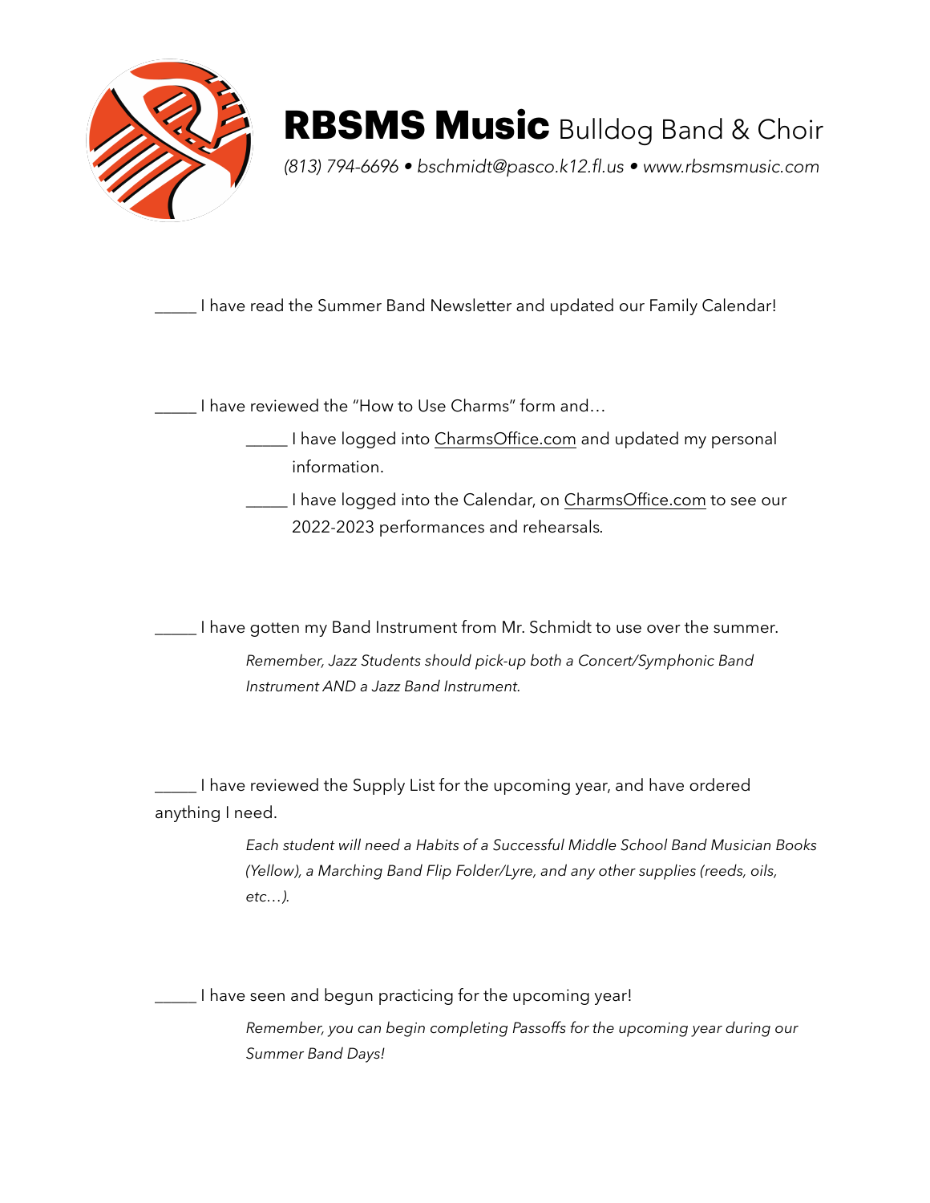# **RBSMS Music** Bulldog Band & Choir

*(813) 794-6696 • bschmidt@pasco.k12.fl.us • www.rbsmsmusic.com*

_____ I have read the Summer Band Newsletter and updated our Family Calendar!

_____ I have reviewed the "How to Use Charms" form and…

- _____ I have logged into CharmsOffice.com and updated my personal information.
- _____ I have logged into the Calendar, on CharmsOffice.com to see our 2022-2023 performances and rehearsals.

_____ I have gotten my Band Instrument from Mr. Schmidt to use over the summer.

> *Remember, Jazz Students should pick-up both a Concert/Symphonic Band Instrument AND a Jazz Band Instrument.*

_____ I have reviewed the Supply List for the upcoming year, and have ordered anything I need.

> *Each student will need a Habits of a Successful Middle School Band Musician Books (Yellow), a Marching Band Flip Folder/Lyre, and any other supplies (reeds, oils, etc…).*

_____ I have seen and begun practicing for the upcoming year!

> *Remember, you can begin completing Passoffs for the upcoming year during our Summer Band Days!*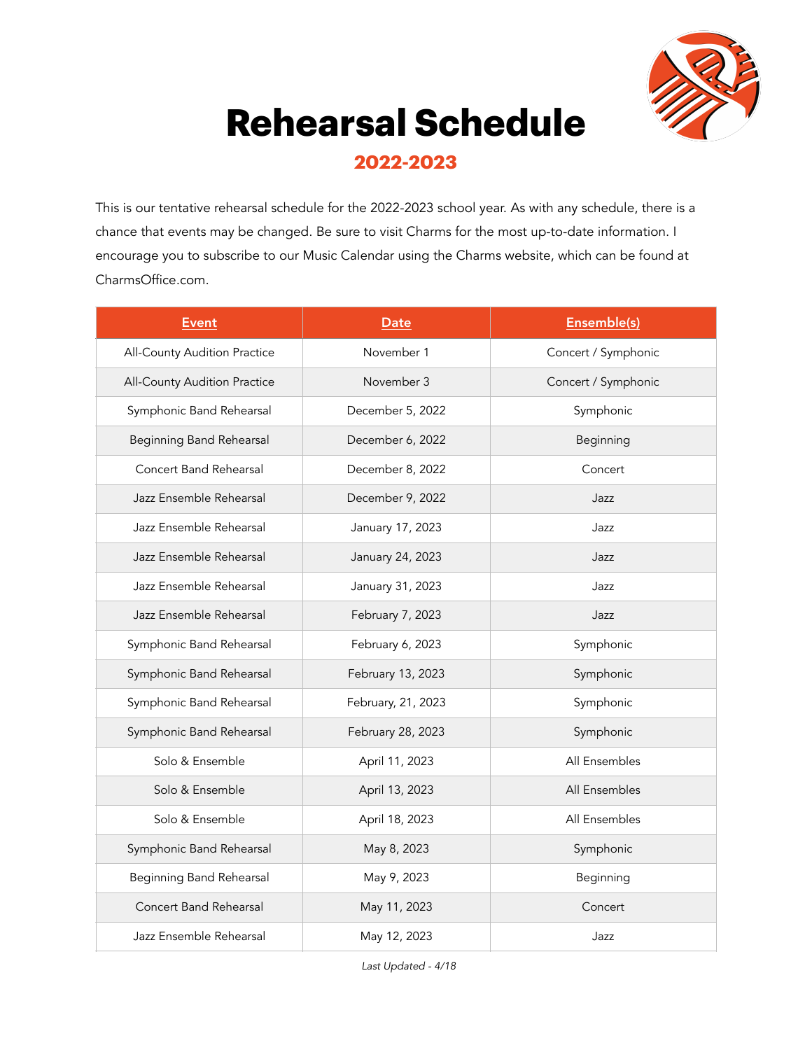# Rehearsal Schedule

## 2022-2023

This is our tentative rehearsal schedule for the 2022-2023 school year. As with any schedule, there is a chance that events may be changed. Be sure to visit Charms for the most up-to-date information. I encourage you to subscribe to our Music Calendar using the Charms website, which can be found at CharmsOffice.com.

| Event | Date | Ensemble(s) |
|---|---|---|
| All-County Audition Practice | November 1 | Concert / Symphonic |
| All-County Audition Practice | November 3 | Concert / Symphonic |
| Symphonic Band Rehearsal | December 5, 2022 | Symphonic |
| Beginning Band Rehearsal | December 6, 2022 | Beginning |
| Concert Band Rehearsal | December 8, 2022 | Concert |
| Jazz Ensemble Rehearsal | December 9, 2022 | Jazz |
| Jazz Ensemble Rehearsal | January 17, 2023 | Jazz |
| Jazz Ensemble Rehearsal | January 24, 2023 | Jazz |
| Jazz Ensemble Rehearsal | January 31, 2023 | Jazz |
| Jazz Ensemble Rehearsal | February 7, 2023 | Jazz |
| Symphonic Band Rehearsal | February 6, 2023 | Symphonic |
| Symphonic Band Rehearsal | February 13, 2023 | Symphonic |
| Symphonic Band Rehearsal | February, 21, 2023 | Symphonic |
| Symphonic Band Rehearsal | February 28, 2023 | Symphonic |
| Solo & Ensemble | April 11, 2023 | All Ensembles |
| Solo & Ensemble | April 13, 2023 | All Ensembles |
| Solo & Ensemble | April 18, 2023 | All Ensembles |
| Symphonic Band Rehearsal | May 8, 2023 | Symphonic |
| Beginning Band Rehearsal | May 9, 2023 | Beginning |
| Concert Band Rehearsal | May 11, 2023 | Concert |
| Jazz Ensemble Rehearsal | May 12, 2023 | Jazz |

*Last Updated - 4/18*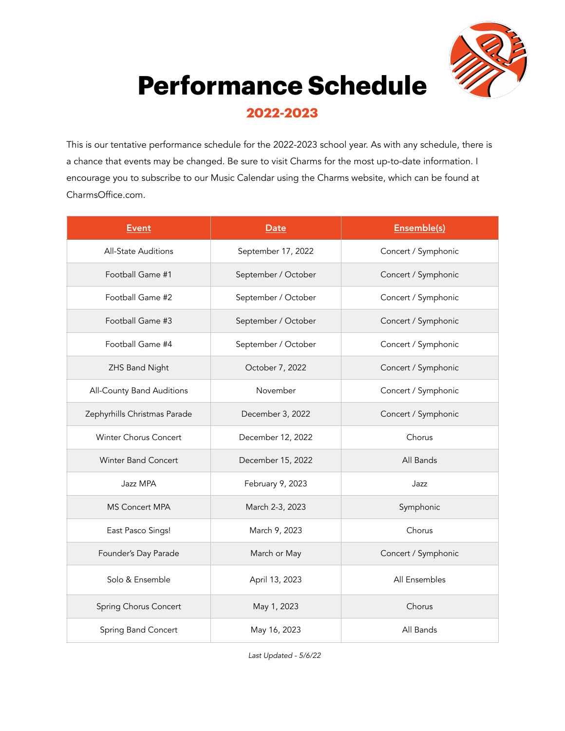# Performance Schedule

## 2022-2023

This is our tentative performance schedule for the 2022-2023 school year. As with any schedule, there is a chance that events may be changed. Be sure to visit Charms for the most up-to-date information. I encourage you to subscribe to our Music Calendar using the Charms website, which can be found at CharmsOffice.com.

| Event | Date | Ensemble(s) |
|---|---|---|
| All-State Auditions | September 17, 2022 | Concert / Symphonic |
| Football Game #1 | September / October | Concert / Symphonic |
| Football Game #2 | September / October | Concert / Symphonic |
| Football Game #3 | September / October | Concert / Symphonic |
| Football Game #4 | September / October | Concert / Symphonic |
| ZHS Band Night | October 7, 2022 | Concert / Symphonic |
| All-County Band Auditions | November | Concert / Symphonic |
| Zephyrhills Christmas Parade | December 3, 2022 | Concert / Symphonic |
| Winter Chorus Concert | December 12, 2022 | Chorus |
| Winter Band Concert | December 15, 2022 | All Bands |
| Jazz MPA | February 9, 2023 | Jazz |
| MS Concert MPA | March 2-3, 2023 | Symphonic |
| East Pasco Sings! | March 9, 2023 | Chorus |
| Founder's Day Parade | March or May | Concert / Symphonic |
| Solo & Ensemble | April 13, 2023 | All Ensembles |
| Spring Chorus Concert | May 1, 2023 | Chorus |
| Spring Band Concert | May 16, 2023 | All Bands |

*Last Updated - 5/6/22*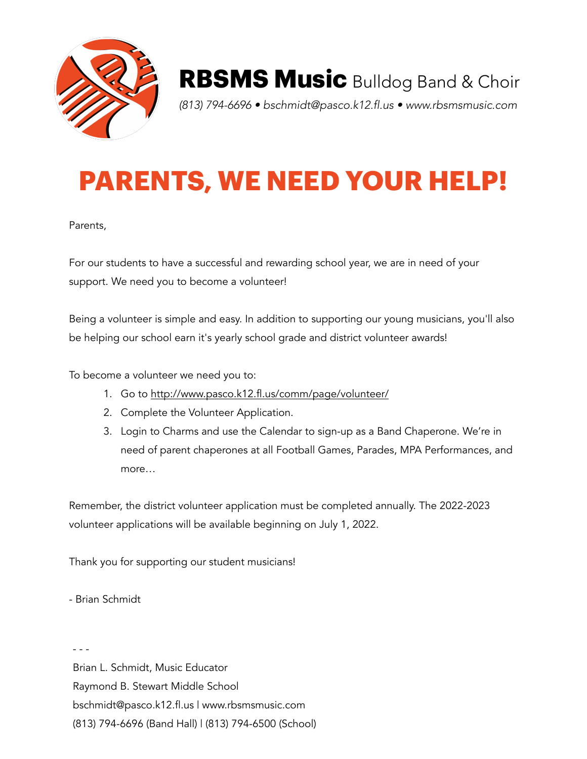**RBSMS Music** Bulldog Band & Choir

*(813) 794-6696 • bschmidt@pasco.k12.fl.us • www.rbsmsmusic.com*

# PARENTS, WE NEED YOUR HELP!

Parents,

For our students to have a successful and rewarding school year, we are in need of your support. We need you to become a volunteer!

Being a volunteer is simple and easy. In addition to supporting our young musicians, you'll also be helping our school earn it's yearly school grade and district volunteer awards!

To become a volunteer we need you to:

1. Go to http://www.pasco.k12.fl.us/comm/page/volunteer/
2. Complete the Volunteer Application.
3. Login to Charms and use the Calendar to sign-up as a Band Chaperone. We're in need of parent chaperones at all Football Games, Parades, MPA Performances, and more…

Remember, the district volunteer application must be completed annually. The 2022-2023 volunteer applications will be available beginning on July 1, 2022.

Thank you for supporting our student musicians!

- Brian Schmidt

- - -

Brian L. Schmidt, Music Educator
Raymond B. Stewart Middle School
bschmidt@pasco.k12.fl.us | www.rbsmsmusic.com
(813) 794-6696 (Band Hall) | (813) 794-6500 (School)